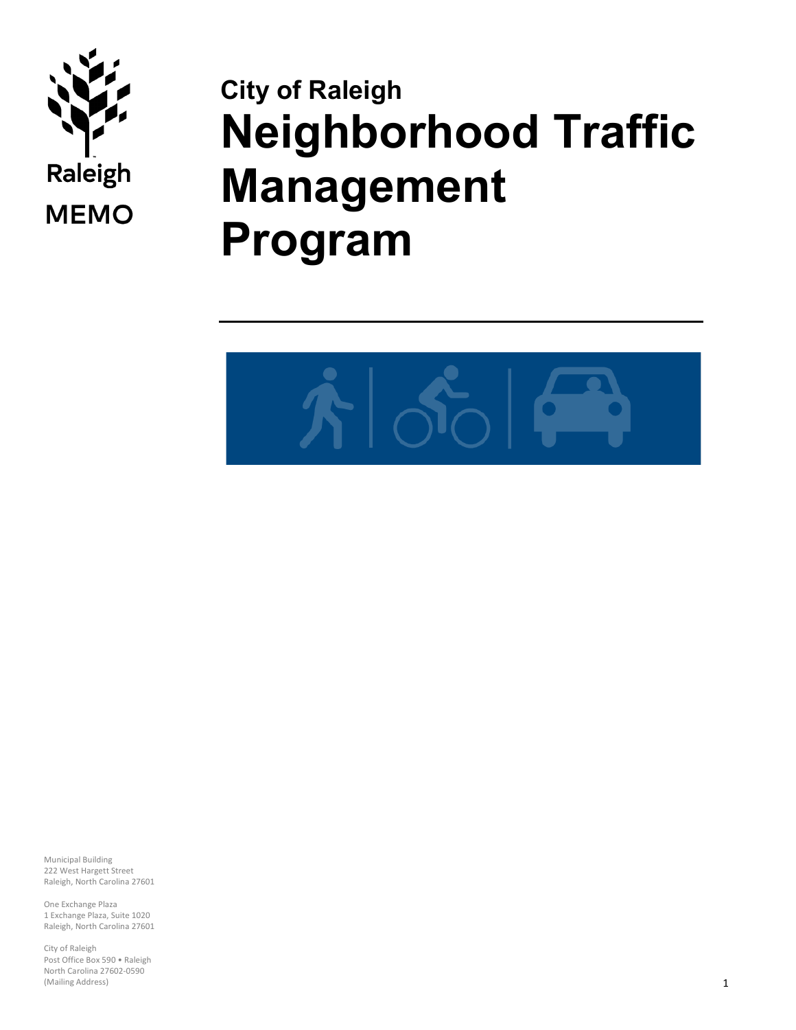Raleigh

MEMO

**City of Raleigh**

# Neighborhood Traffic Management Program

Municipal Building
222 West Hargett Street
Raleigh, North Carolina 27601

One Exchange Plaza
1 Exchange Plaza, Suite 1020
Raleigh, North Carolina 27601

City of Raleigh
Post Office Box 590 • Raleigh
North Carolina 27602-0590
(Mailing Address)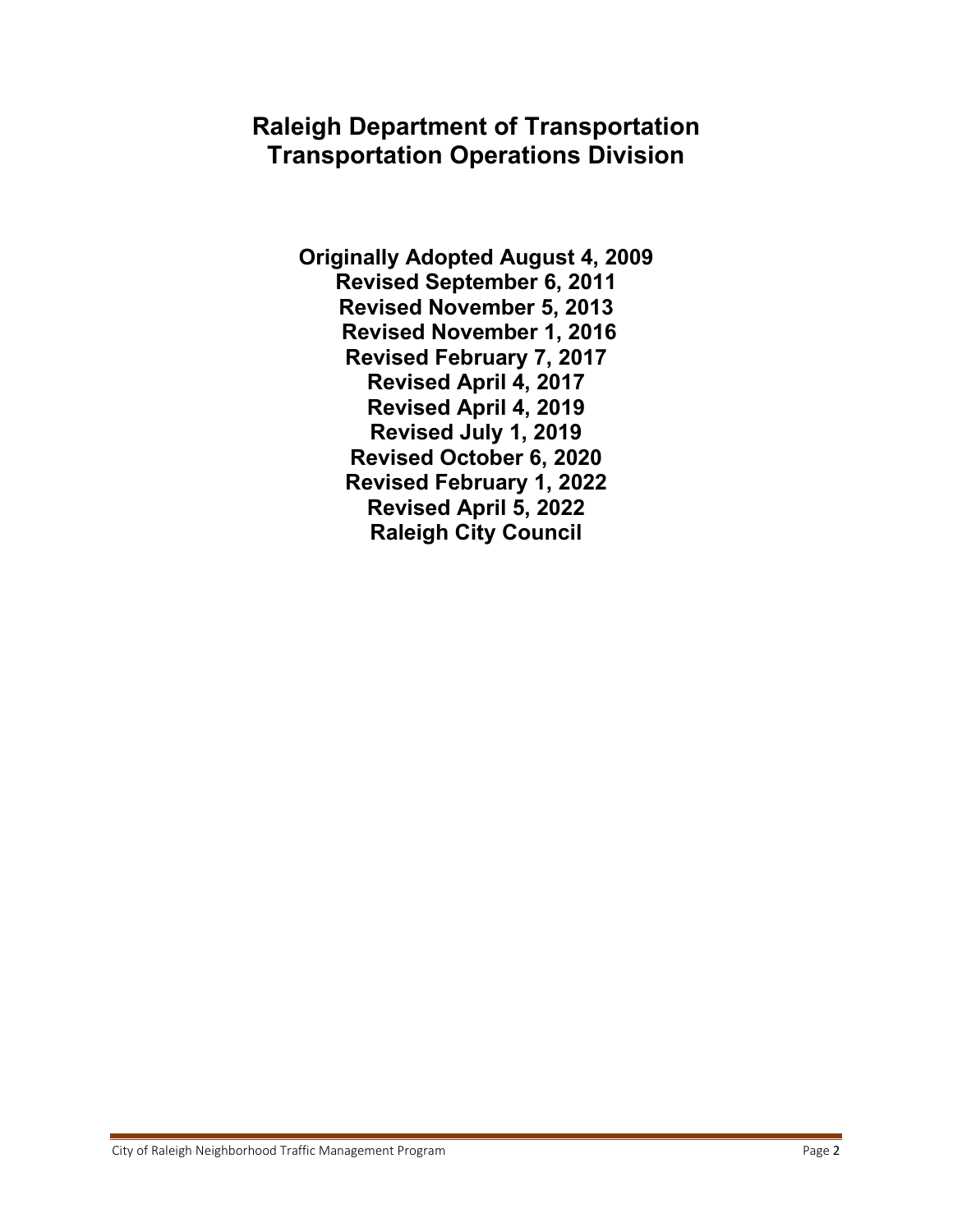# Raleigh Department of Transportation
# Transportation Operations Division

**Originally Adopted August 4, 2009**
**Revised September 6, 2011**
**Revised November 5, 2013**
**Revised November 1, 2016**
**Revised February 7, 2017**
**Revised April 4, 2017**
**Revised April 4, 2019**
**Revised July 1, 2019**
**Revised October 6, 2020**
**Revised February 1, 2022**
**Revised April 5, 2022**
**Raleigh City Council**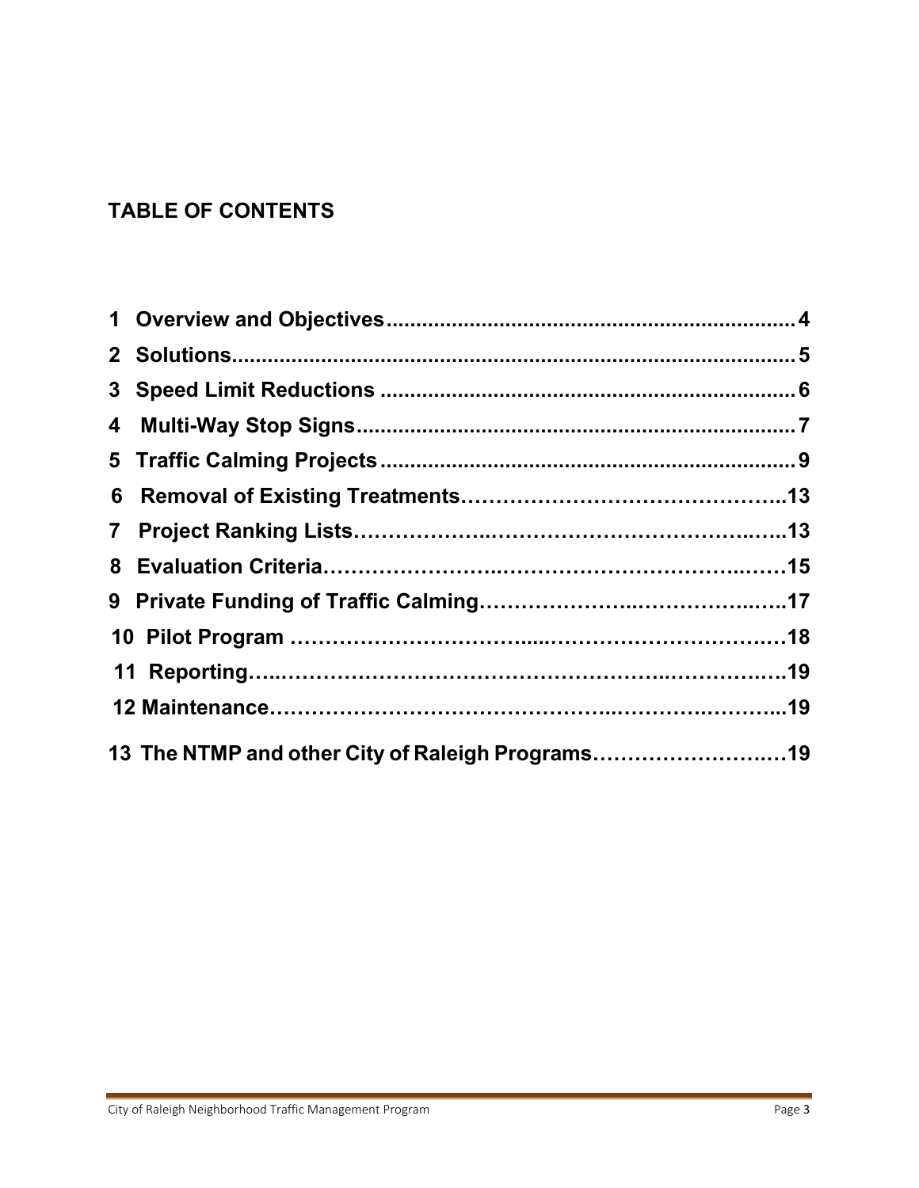## TABLE OF CONTENTS

1 Overview and Objectives .......... 4
2 Solutions .......... 5
3 Speed Limit Reductions .......... 6
4 Multi-Way Stop Signs .......... 7
5 Traffic Calming Projects .......... 9
6 Removal of Existing Treatments .......... 13
7 Project Ranking Lists .......... 13
8 Evaluation Criteria .......... 15
9 Private Funding of Traffic Calming .......... 17
10 Pilot Program .......... 18
11 Reporting .......... 19
12 Maintenance .......... 19
13 The NTMP and other City of Raleigh Programs .......... 19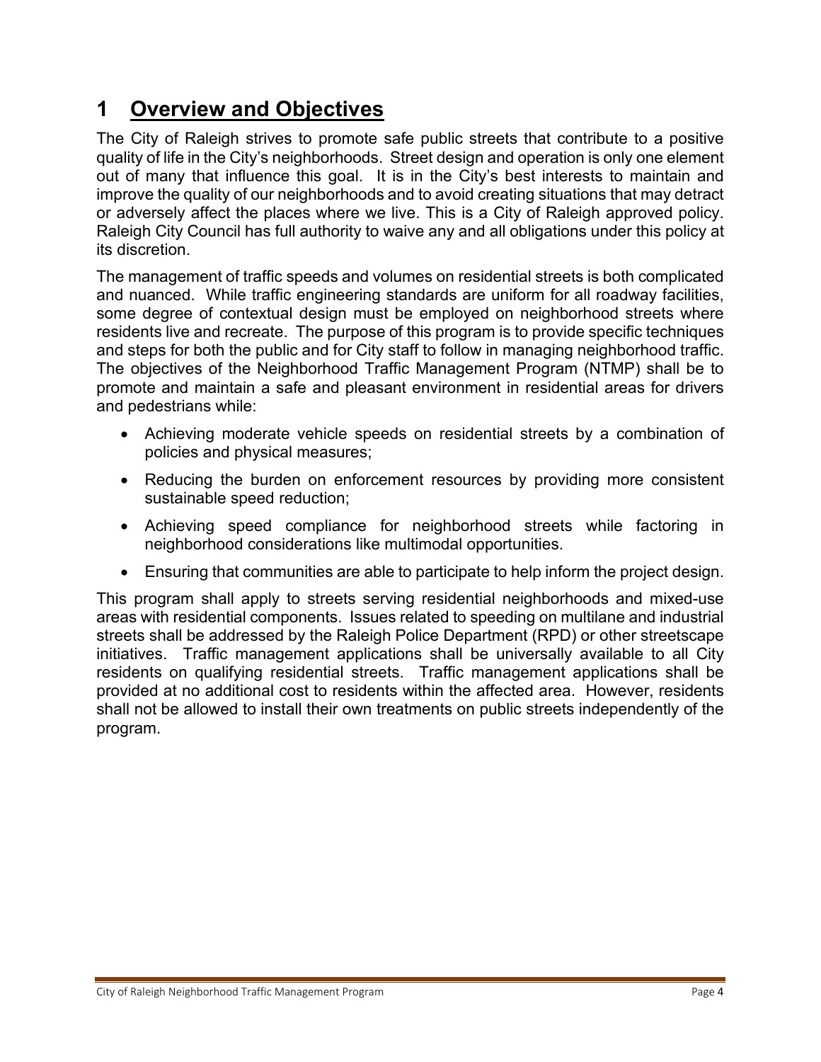# 1 Overview and Objectives

The City of Raleigh strives to promote safe public streets that contribute to a positive quality of life in the City's neighborhoods. Street design and operation is only one element out of many that influence this goal. It is in the City's best interests to maintain and improve the quality of our neighborhoods and to avoid creating situations that may detract or adversely affect the places where we live. This is a City of Raleigh approved policy. Raleigh City Council has full authority to waive any and all obligations under this policy at its discretion.

The management of traffic speeds and volumes on residential streets is both complicated and nuanced. While traffic engineering standards are uniform for all roadway facilities, some degree of contextual design must be employed on neighborhood streets where residents live and recreate. The purpose of this program is to provide specific techniques and steps for both the public and for City staff to follow in managing neighborhood traffic. The objectives of the Neighborhood Traffic Management Program (NTMP) shall be to promote and maintain a safe and pleasant environment in residential areas for drivers and pedestrians while:

- Achieving moderate vehicle speeds on residential streets by a combination of policies and physical measures;
- Reducing the burden on enforcement resources by providing more consistent sustainable speed reduction;
- Achieving speed compliance for neighborhood streets while factoring in neighborhood considerations like multimodal opportunities.
- Ensuring that communities are able to participate to help inform the project design.

This program shall apply to streets serving residential neighborhoods and mixed-use areas with residential components. Issues related to speeding on multilane and industrial streets shall be addressed by the Raleigh Police Department (RPD) or other streetscape initiatives. Traffic management applications shall be universally available to all City residents on qualifying residential streets. Traffic management applications shall be provided at no additional cost to residents within the affected area. However, residents shall not be allowed to install their own treatments on public streets independently of the program.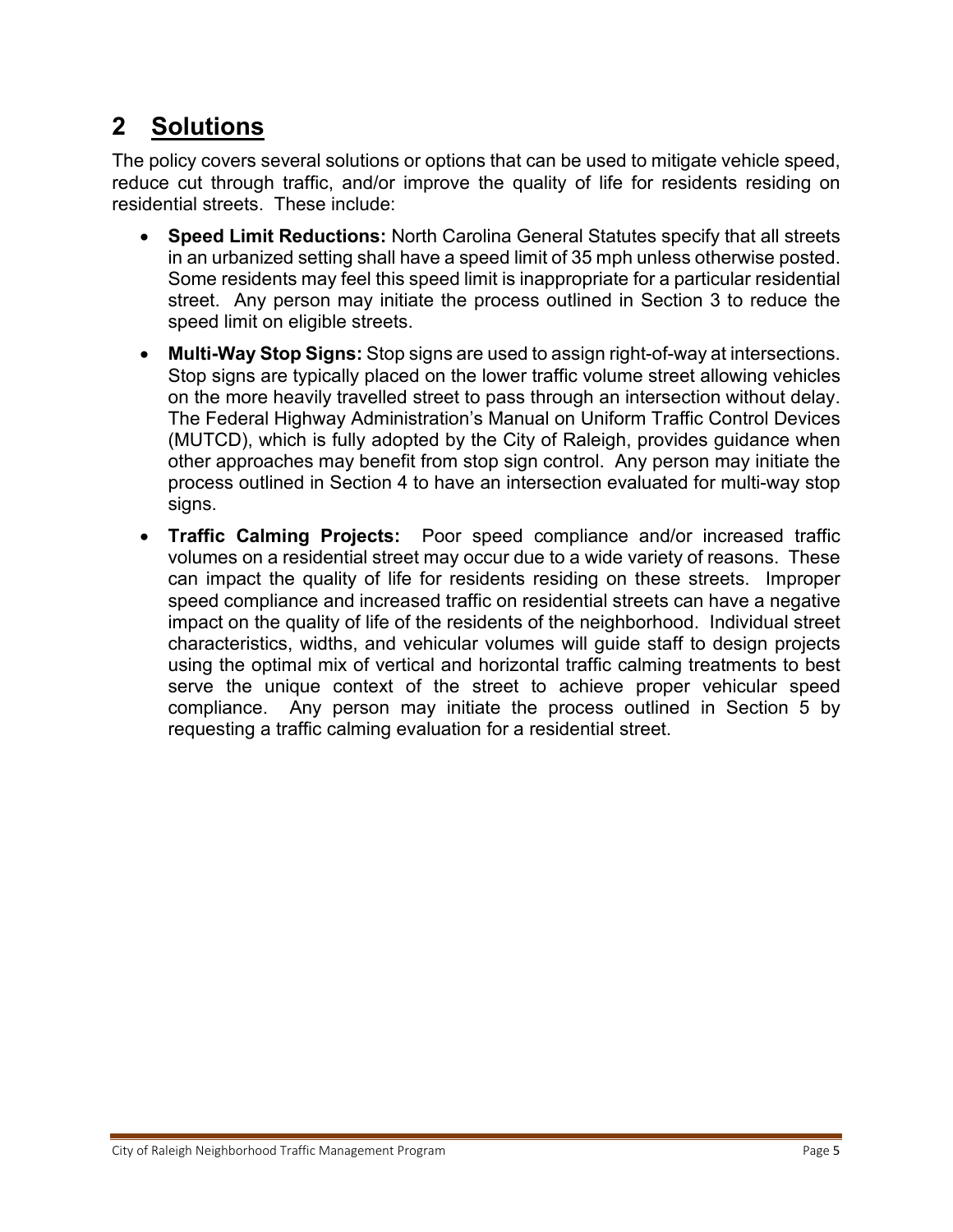# 2 Solutions

The policy covers several solutions or options that can be used to mitigate vehicle speed, reduce cut through traffic, and/or improve the quality of life for residents residing on residential streets. These include:

- **Speed Limit Reductions:** North Carolina General Statutes specify that all streets in an urbanized setting shall have a speed limit of 35 mph unless otherwise posted. Some residents may feel this speed limit is inappropriate for a particular residential street. Any person may initiate the process outlined in Section 3 to reduce the speed limit on eligible streets.
- **Multi-Way Stop Signs:** Stop signs are used to assign right-of-way at intersections. Stop signs are typically placed on the lower traffic volume street allowing vehicles on the more heavily travelled street to pass through an intersection without delay. The Federal Highway Administration's Manual on Uniform Traffic Control Devices (MUTCD), which is fully adopted by the City of Raleigh, provides guidance when other approaches may benefit from stop sign control. Any person may initiate the process outlined in Section 4 to have an intersection evaluated for multi-way stop signs.
- **Traffic Calming Projects:** Poor speed compliance and/or increased traffic volumes on a residential street may occur due to a wide variety of reasons. These can impact the quality of life for residents residing on these streets. Improper speed compliance and increased traffic on residential streets can have a negative impact on the quality of life of the residents of the neighborhood. Individual street characteristics, widths, and vehicular volumes will guide staff to design projects using the optimal mix of vertical and horizontal traffic calming treatments to best serve the unique context of the street to achieve proper vehicular speed compliance. Any person may initiate the process outlined in Section 5 by requesting a traffic calming evaluation for a residential street.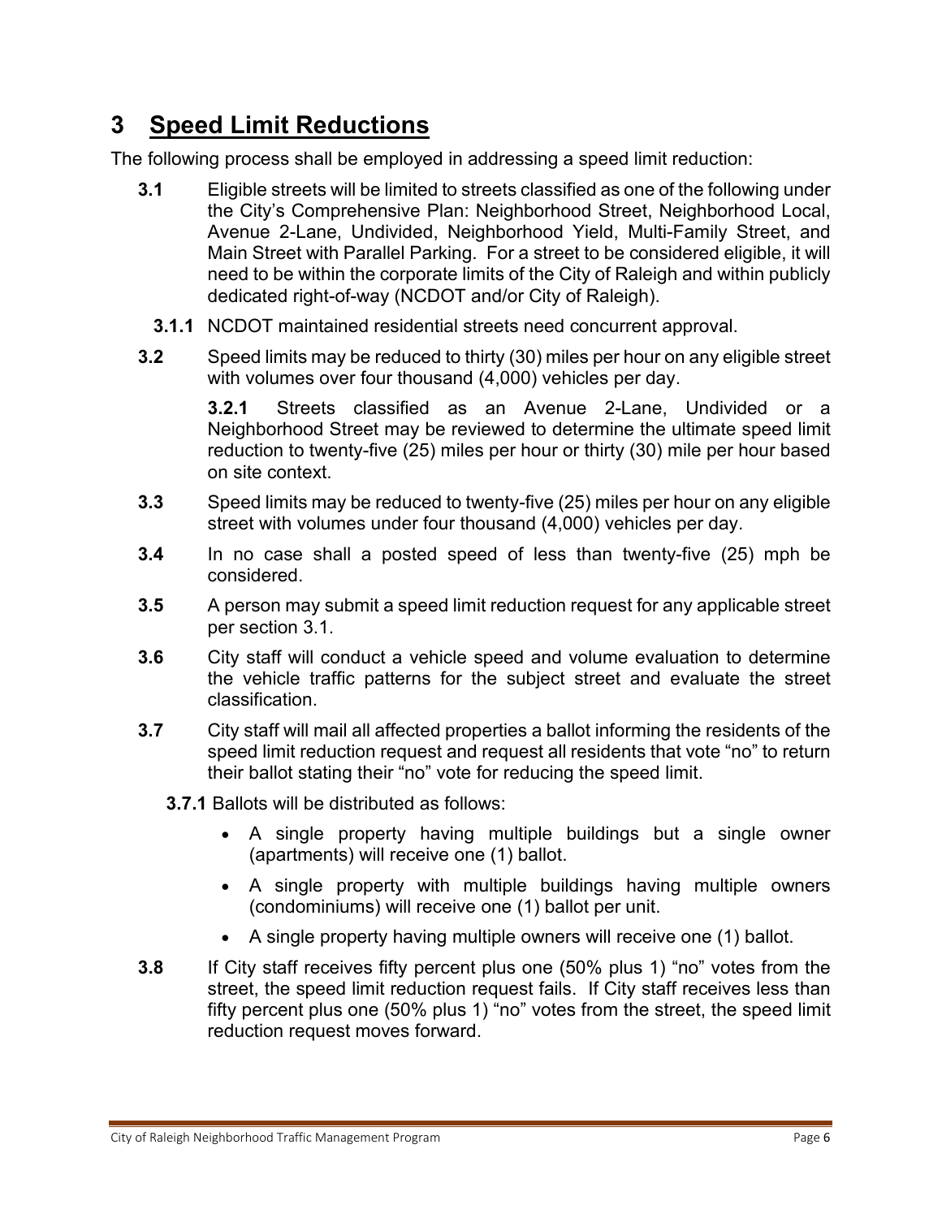# 3 Speed Limit Reductions

The following process shall be employed in addressing a speed limit reduction:

**3.1** Eligible streets will be limited to streets classified as one of the following under the City's Comprehensive Plan: Neighborhood Street, Neighborhood Local, Avenue 2-Lane, Undivided, Neighborhood Yield, Multi-Family Street, and Main Street with Parallel Parking. For a street to be considered eligible, it will need to be within the corporate limits of the City of Raleigh and within publicly dedicated right-of-way (NCDOT and/or City of Raleigh).

**3.1.1** NCDOT maintained residential streets need concurrent approval.

**3.2** Speed limits may be reduced to thirty (30) miles per hour on any eligible street with volumes over four thousand (4,000) vehicles per day.

**3.2.1** Streets classified as an Avenue 2-Lane, Undivided or a Neighborhood Street may be reviewed to determine the ultimate speed limit reduction to twenty-five (25) miles per hour or thirty (30) mile per hour based on site context.

**3.3** Speed limits may be reduced to twenty-five (25) miles per hour on any eligible street with volumes under four thousand (4,000) vehicles per day.

**3.4** In no case shall a posted speed of less than twenty-five (25) mph be considered.

**3.5** A person may submit a speed limit reduction request for any applicable street per section 3.1.

**3.6** City staff will conduct a vehicle speed and volume evaluation to determine the vehicle traffic patterns for the subject street and evaluate the street classification.

**3.7** City staff will mail all affected properties a ballot informing the residents of the speed limit reduction request and request all residents that vote "no" to return their ballot stating their "no" vote for reducing the speed limit.

**3.7.1** Ballots will be distributed as follows:

- A single property having multiple buildings but a single owner (apartments) will receive one (1) ballot.
- A single property with multiple buildings having multiple owners (condominiums) will receive one (1) ballot per unit.
- A single property having multiple owners will receive one (1) ballot.

**3.8** If City staff receives fifty percent plus one (50% plus 1) "no" votes from the street, the speed limit reduction request fails. If City staff receives less than fifty percent plus one (50% plus 1) "no" votes from the street, the speed limit reduction request moves forward.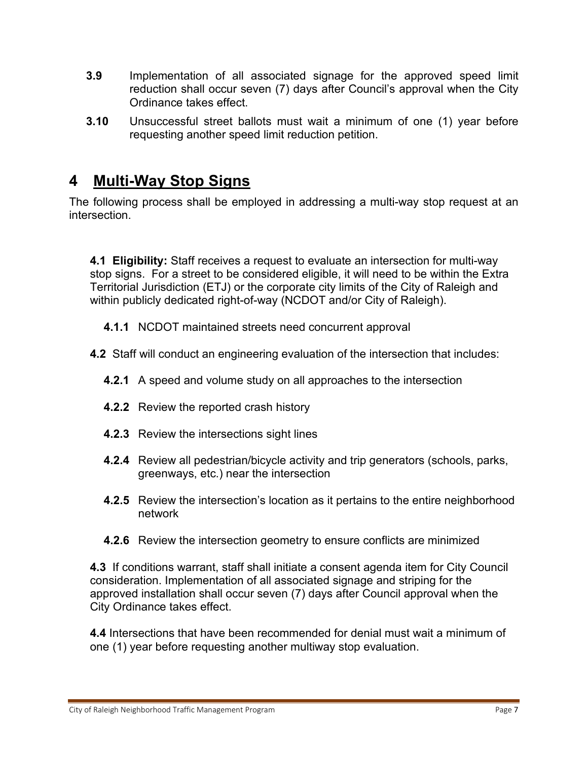**3.9** Implementation of all associated signage for the approved speed limit reduction shall occur seven (7) days after Council's approval when the City Ordinance takes effect.

**3.10** Unsuccessful street ballots must wait a minimum of one (1) year before requesting another speed limit reduction petition.

# 4 Multi-Way Stop Signs

The following process shall be employed in addressing a multi-way stop request at an intersection.

**4.1 Eligibility:** Staff receives a request to evaluate an intersection for multi-way stop signs. For a street to be considered eligible, it will need to be within the Extra Territorial Jurisdiction (ETJ) or the corporate city limits of the City of Raleigh and within publicly dedicated right-of-way (NCDOT and/or City of Raleigh).

**4.1.1** NCDOT maintained streets need concurrent approval

**4.2** Staff will conduct an engineering evaluation of the intersection that includes:

**4.2.1** A speed and volume study on all approaches to the intersection

**4.2.2** Review the reported crash history

**4.2.3** Review the intersections sight lines

**4.2.4** Review all pedestrian/bicycle activity and trip generators (schools, parks, greenways, etc.) near the intersection

**4.2.5** Review the intersection's location as it pertains to the entire neighborhood network

**4.2.6** Review the intersection geometry to ensure conflicts are minimized

**4.3** If conditions warrant, staff shall initiate a consent agenda item for City Council consideration. Implementation of all associated signage and striping for the approved installation shall occur seven (7) days after Council approval when the City Ordinance takes effect.

**4.4** Intersections that have been recommended for denial must wait a minimum of one (1) year before requesting another multiway stop evaluation.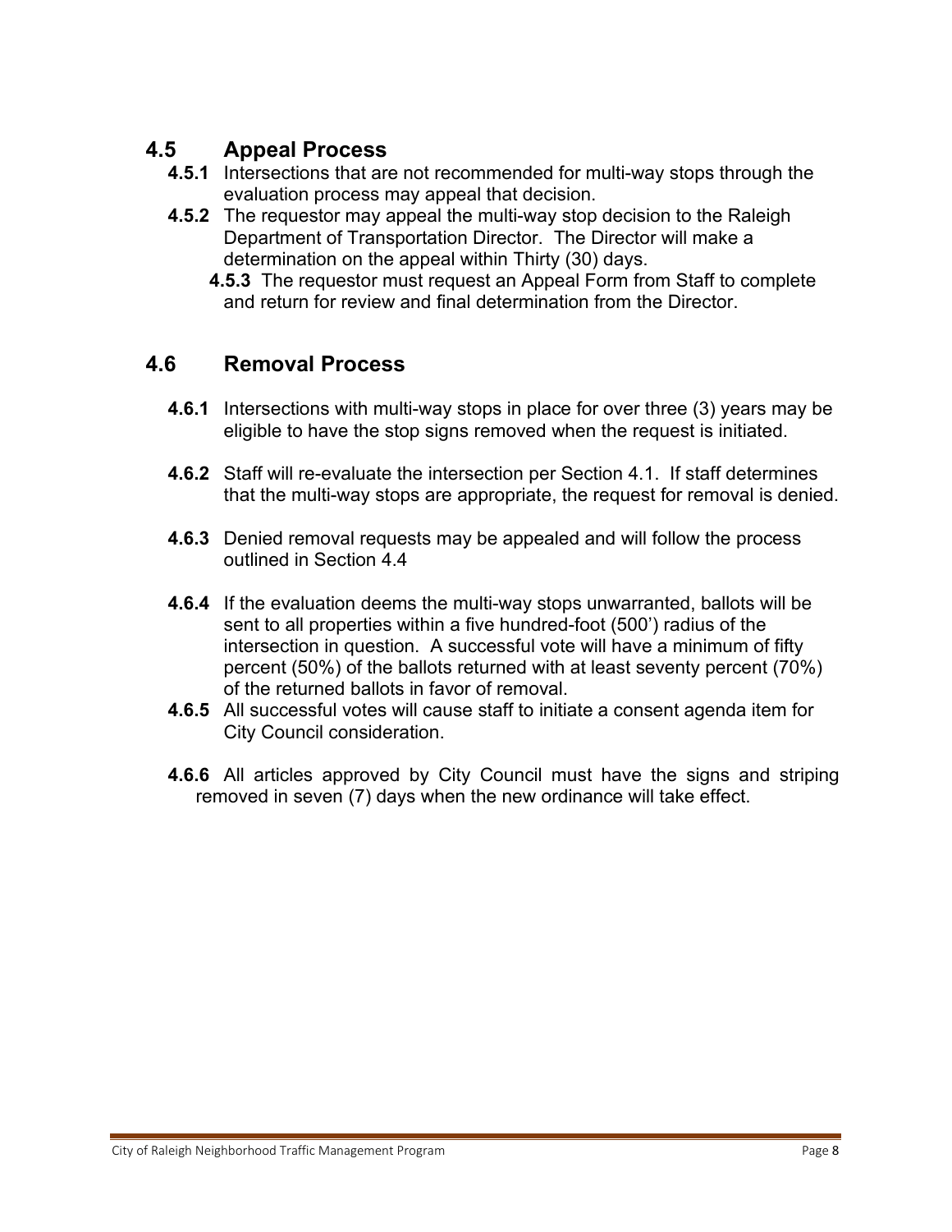## 4.5 Appeal Process

**4.5.1** Intersections that are not recommended for multi-way stops through the evaluation process may appeal that decision.

**4.5.2** The requestor may appeal the multi-way stop decision to the Raleigh Department of Transportation Director. The Director will make a determination on the appeal within Thirty (30) days.

**4.5.3** The requestor must request an Appeal Form from Staff to complete and return for review and final determination from the Director.

## 4.6 Removal Process

**4.6.1** Intersections with multi-way stops in place for over three (3) years may be eligible to have the stop signs removed when the request is initiated.

**4.6.2** Staff will re-evaluate the intersection per Section 4.1. If staff determines that the multi-way stops are appropriate, the request for removal is denied.

**4.6.3** Denied removal requests may be appealed and will follow the process outlined in Section 4.4

**4.6.4** If the evaluation deems the multi-way stops unwarranted, ballots will be sent to all properties within a five hundred-foot (500') radius of the intersection in question. A successful vote will have a minimum of fifty percent (50%) of the ballots returned with at least seventy percent (70%) of the returned ballots in favor of removal.

**4.6.5** All successful votes will cause staff to initiate a consent agenda item for City Council consideration.

**4.6.6** All articles approved by City Council must have the signs and striping removed in seven (7) days when the new ordinance will take effect.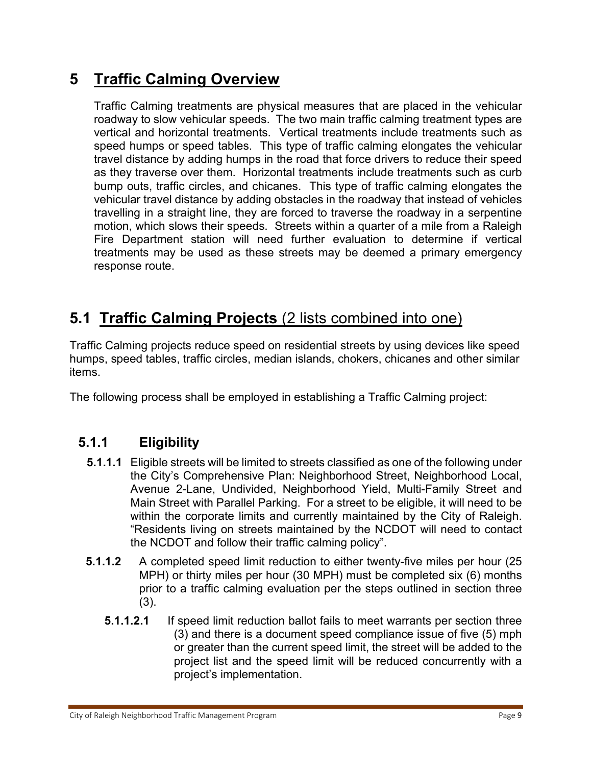# 5 Traffic Calming Overview

Traffic Calming treatments are physical measures that are placed in the vehicular roadway to slow vehicular speeds. The two main traffic calming treatment types are vertical and horizontal treatments. Vertical treatments include treatments such as speed humps or speed tables. This type of traffic calming elongates the vehicular travel distance by adding humps in the road that force drivers to reduce their speed as they traverse over them. Horizontal treatments include treatments such as curb bump outs, traffic circles, and chicanes. This type of traffic calming elongates the vehicular travel distance by adding obstacles in the roadway that instead of vehicles travelling in a straight line, they are forced to traverse the roadway in a serpentine motion, which slows their speeds. Streets within a quarter of a mile from a Raleigh Fire Department station will need further evaluation to determine if vertical treatments may be used as these streets may be deemed a primary emergency response route.

## 5.1 Traffic Calming Projects (2 lists combined into one)

Traffic Calming projects reduce speed on residential streets by using devices like speed humps, speed tables, traffic circles, median islands, chokers, chicanes and other similar items.

The following process shall be employed in establishing a Traffic Calming project:

### 5.1.1 Eligibility

**5.1.1.1** Eligible streets will be limited to streets classified as one of the following under the City's Comprehensive Plan: Neighborhood Street, Neighborhood Local, Avenue 2-Lane, Undivided, Neighborhood Yield, Multi-Family Street and Main Street with Parallel Parking. For a street to be eligible, it will need to be within the corporate limits and currently maintained by the City of Raleigh. "Residents living on streets maintained by the NCDOT will need to contact the NCDOT and follow their traffic calming policy".

**5.1.1.2** A completed speed limit reduction to either twenty-five miles per hour (25 MPH) or thirty miles per hour (30 MPH) must be completed six (6) months prior to a traffic calming evaluation per the steps outlined in section three (3).

**5.1.1.2.1** If speed limit reduction ballot fails to meet warrants per section three (3) and there is a document speed compliance issue of five (5) mph or greater than the current speed limit, the street will be added to the project list and the speed limit will be reduced concurrently with a project's implementation.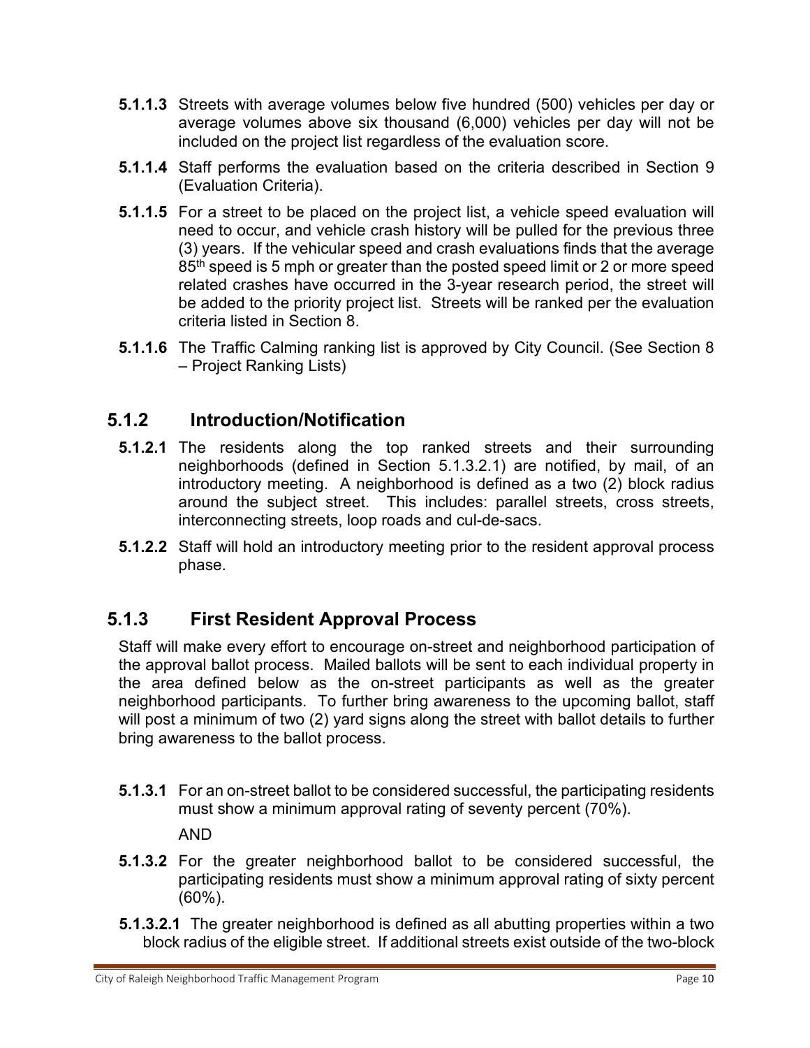**5.1.1.3** Streets with average volumes below five hundred (500) vehicles per day or average volumes above six thousand (6,000) vehicles per day will not be included on the project list regardless of the evaluation score.

**5.1.1.4** Staff performs the evaluation based on the criteria described in Section 9 (Evaluation Criteria).

**5.1.1.5** For a street to be placed on the project list, a vehicle speed evaluation will need to occur, and vehicle crash history will be pulled for the previous three (3) years. If the vehicular speed and crash evaluations finds that the average 85th speed is 5 mph or greater than the posted speed limit or 2 or more speed related crashes have occurred in the 3-year research period, the street will be added to the priority project list. Streets will be ranked per the evaluation criteria listed in Section 8.

**5.1.1.6** The Traffic Calming ranking list is approved by City Council. (See Section 8 – Project Ranking Lists)

## 5.1.2 Introduction/Notification

**5.1.2.1** The residents along the top ranked streets and their surrounding neighborhoods (defined in Section 5.1.3.2.1) are notified, by mail, of an introductory meeting. A neighborhood is defined as a two (2) block radius around the subject street. This includes: parallel streets, cross streets, interconnecting streets, loop roads and cul-de-sacs.

**5.1.2.2** Staff will hold an introductory meeting prior to the resident approval process phase.

## 5.1.3 First Resident Approval Process

Staff will make every effort to encourage on-street and neighborhood participation of the approval ballot process. Mailed ballots will be sent to each individual property in the area defined below as the on-street participants as well as the greater neighborhood participants. To further bring awareness to the upcoming ballot, staff will post a minimum of two (2) yard signs along the street with ballot details to further bring awareness to the ballot process.

**5.1.3.1** For an on-street ballot to be considered successful, the participating residents must show a minimum approval rating of seventy percent (70%).

AND

**5.1.3.2** For the greater neighborhood ballot to be considered successful, the participating residents must show a minimum approval rating of sixty percent (60%).

**5.1.3.2.1** The greater neighborhood is defined as all abutting properties within a two block radius of the eligible street. If additional streets exist outside of the two-block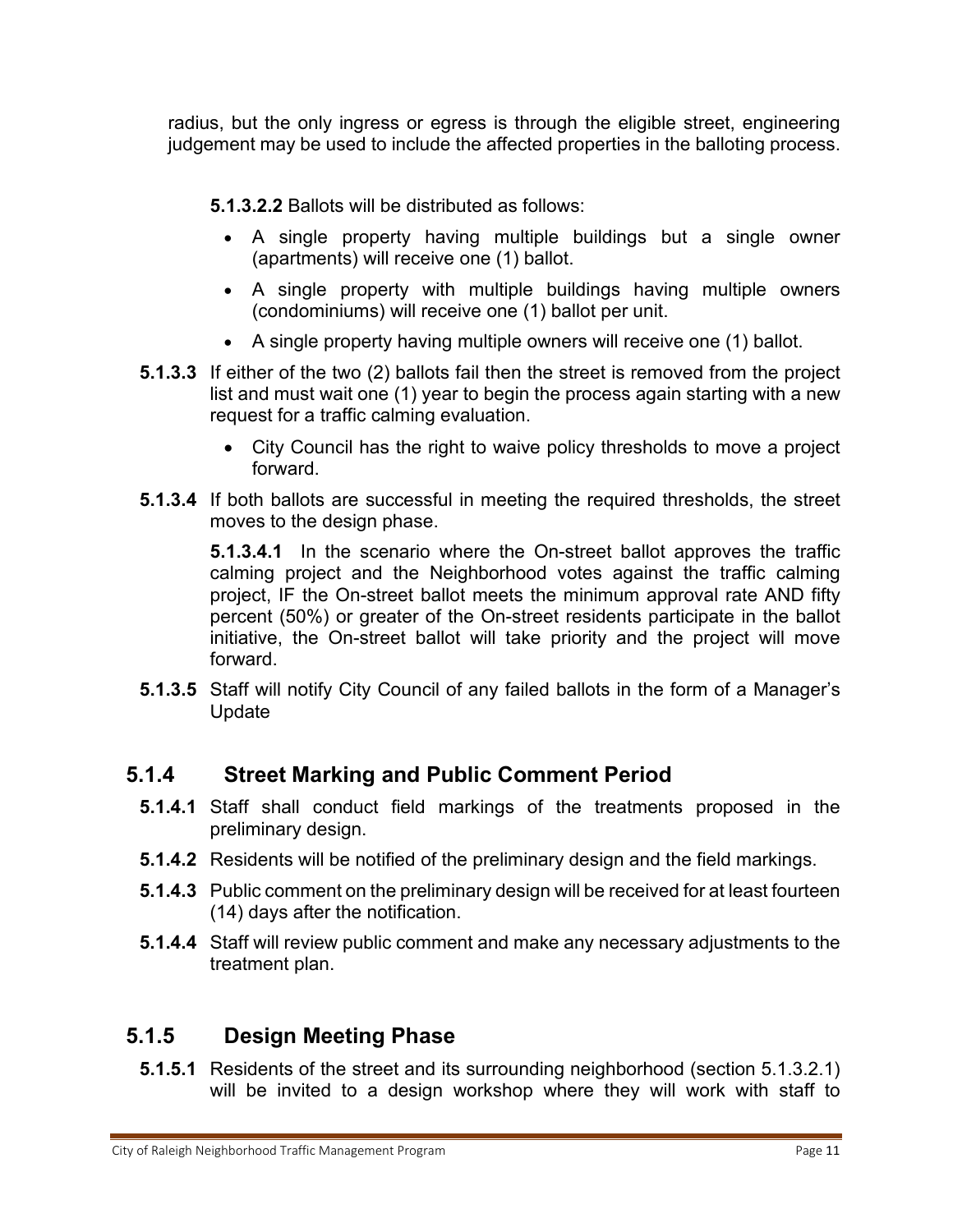radius, but the only ingress or egress is through the eligible street, engineering judgement may be used to include the affected properties in the balloting process.

**5.1.3.2.2** Ballots will be distributed as follows:

- A single property having multiple buildings but a single owner (apartments) will receive one (1) ballot.
- A single property with multiple buildings having multiple owners (condominiums) will receive one (1) ballot per unit.
- A single property having multiple owners will receive one (1) ballot.

**5.1.3.3** If either of the two (2) ballots fail then the street is removed from the project list and must wait one (1) year to begin the process again starting with a new request for a traffic calming evaluation.

- City Council has the right to waive policy thresholds to move a project forward.

**5.1.3.4** If both ballots are successful in meeting the required thresholds, the street moves to the design phase.

**5.1.3.4.1** In the scenario where the On-street ballot approves the traffic calming project and the Neighborhood votes against the traffic calming project, IF the On-street ballot meets the minimum approval rate AND fifty percent (50%) or greater of the On-street residents participate in the ballot initiative, the On-street ballot will take priority and the project will move forward.

**5.1.3.5** Staff will notify City Council of any failed ballots in the form of a Manager's Update

### 5.1.4 Street Marking and Public Comment Period

**5.1.4.1** Staff shall conduct field markings of the treatments proposed in the preliminary design.

**5.1.4.2** Residents will be notified of the preliminary design and the field markings.

**5.1.4.3** Public comment on the preliminary design will be received for at least fourteen (14) days after the notification.

**5.1.4.4** Staff will review public comment and make any necessary adjustments to the treatment plan.

### 5.1.5 Design Meeting Phase

**5.1.5.1** Residents of the street and its surrounding neighborhood (section 5.1.3.2.1) will be invited to a design workshop where they will work with staff to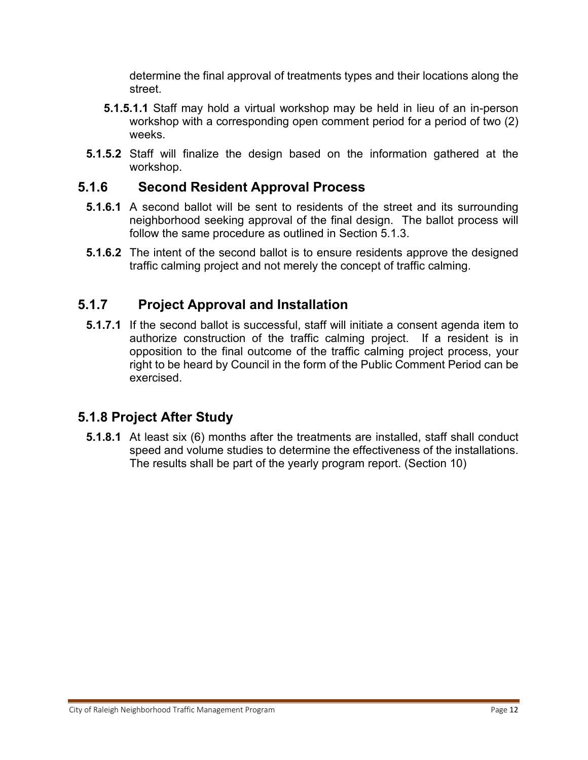determine the final approval of treatments types and their locations along the street.

**5.1.5.1.1** Staff may hold a virtual workshop may be held in lieu of an in-person workshop with a corresponding open comment period for a period of two (2) weeks.

**5.1.5.2** Staff will finalize the design based on the information gathered at the workshop.

### 5.1.6 Second Resident Approval Process

**5.1.6.1** A second ballot will be sent to residents of the street and its surrounding neighborhood seeking approval of the final design. The ballot process will follow the same procedure as outlined in Section 5.1.3.

**5.1.6.2** The intent of the second ballot is to ensure residents approve the designed traffic calming project and not merely the concept of traffic calming.

### 5.1.7 Project Approval and Installation

**5.1.7.1** If the second ballot is successful, staff will initiate a consent agenda item to authorize construction of the traffic calming project. If a resident is in opposition to the final outcome of the traffic calming project process, your right to be heard by Council in the form of the Public Comment Period can be exercised.

### 5.1.8 Project After Study

**5.1.8.1** At least six (6) months after the treatments are installed, staff shall conduct speed and volume studies to determine the effectiveness of the installations. The results shall be part of the yearly program report. (Section 10)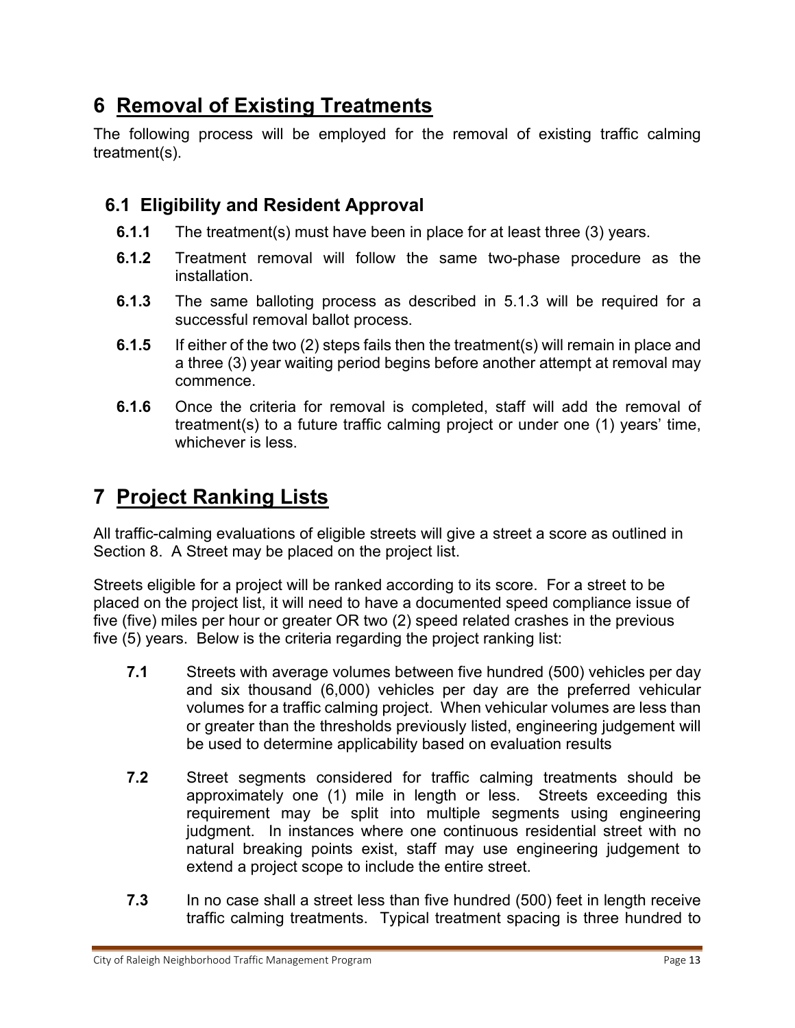# 6 Removal of Existing Treatments

The following process will be employed for the removal of existing traffic calming treatment(s).

## 6.1 Eligibility and Resident Approval

**6.1.1** The treatment(s) must have been in place for at least three (3) years.

**6.1.2** Treatment removal will follow the same two-phase procedure as the installation.

**6.1.3** The same balloting process as described in 5.1.3 will be required for a successful removal ballot process.

**6.1.5** If either of the two (2) steps fails then the treatment(s) will remain in place and a three (3) year waiting period begins before another attempt at removal may commence.

**6.1.6** Once the criteria for removal is completed, staff will add the removal of treatment(s) to a future traffic calming project or under one (1) years' time, whichever is less.

# 7 Project Ranking Lists

All traffic-calming evaluations of eligible streets will give a street a score as outlined in Section 8. A Street may be placed on the project list.

Streets eligible for a project will be ranked according to its score. For a street to be placed on the project list, it will need to have a documented speed compliance issue of five (five) miles per hour or greater OR two (2) speed related crashes in the previous five (5) years. Below is the criteria regarding the project ranking list:

**7.1** Streets with average volumes between five hundred (500) vehicles per day and six thousand (6,000) vehicles per day are the preferred vehicular volumes for a traffic calming project. When vehicular volumes are less than or greater than the thresholds previously listed, engineering judgement will be used to determine applicability based on evaluation results

**7.2** Street segments considered for traffic calming treatments should be approximately one (1) mile in length or less. Streets exceeding this requirement may be split into multiple segments using engineering judgment. In instances where one continuous residential street with no natural breaking points exist, staff may use engineering judgement to extend a project scope to include the entire street.

**7.3** In no case shall a street less than five hundred (500) feet in length receive traffic calming treatments. Typical treatment spacing is three hundred to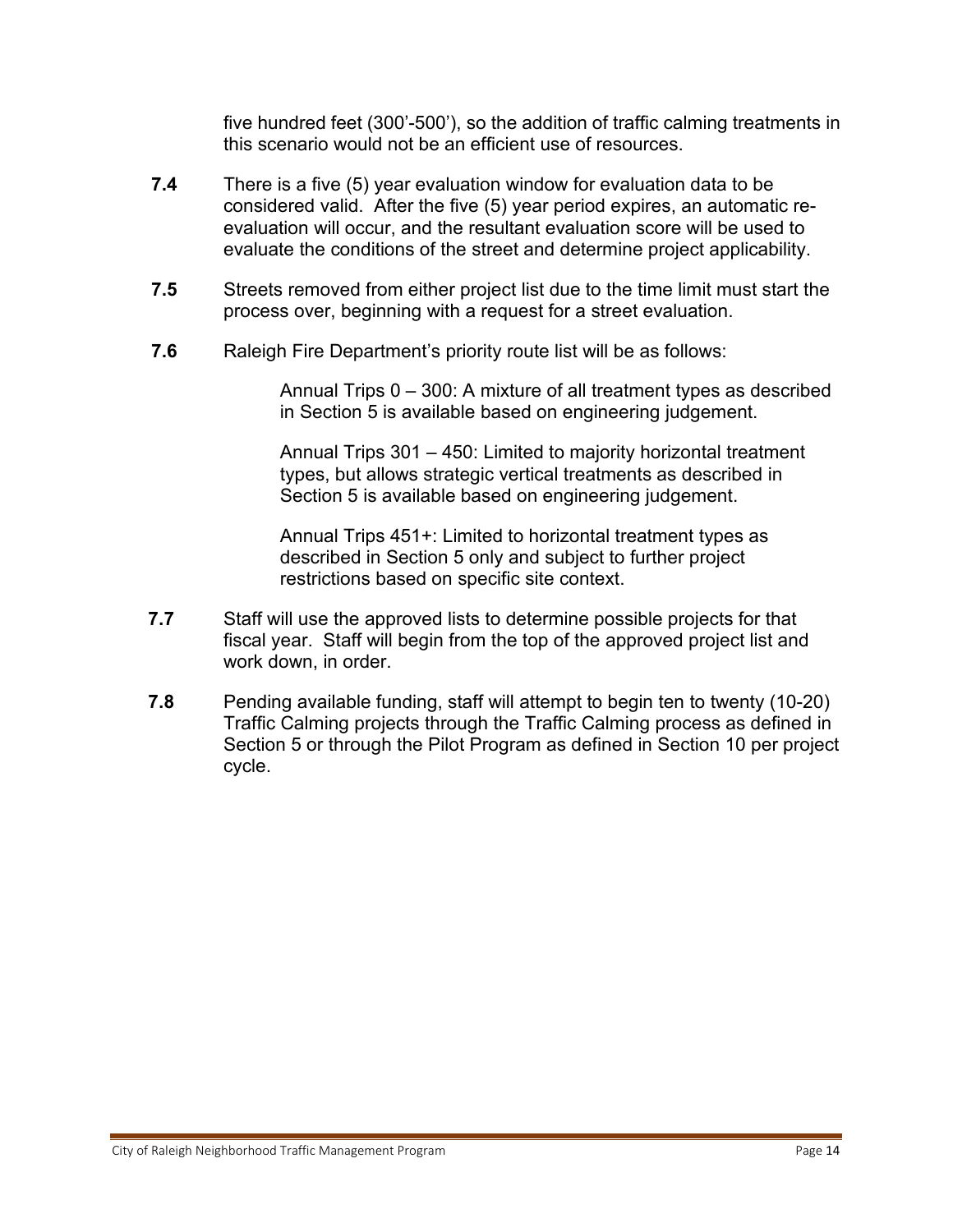five hundred feet (300’-500’), so the addition of traffic calming treatments in this scenario would not be an efficient use of resources.

**7.4** There is a five (5) year evaluation window for evaluation data to be considered valid. After the five (5) year period expires, an automatic re-evaluation will occur, and the resultant evaluation score will be used to evaluate the conditions of the street and determine project applicability.

**7.5** Streets removed from either project list due to the time limit must start the process over, beginning with a request for a street evaluation.

**7.6** Raleigh Fire Department’s priority route list will be as follows:

> Annual Trips 0 – 300: A mixture of all treatment types as described in Section 5 is available based on engineering judgement.
>
> Annual Trips 301 – 450: Limited to majority horizontal treatment types, but allows strategic vertical treatments as described in Section 5 is available based on engineering judgement.
>
> Annual Trips 451+: Limited to horizontal treatment types as described in Section 5 only and subject to further project restrictions based on specific site context.

**7.7** Staff will use the approved lists to determine possible projects for that fiscal year. Staff will begin from the top of the approved project list and work down, in order.

**7.8** Pending available funding, staff will attempt to begin ten to twenty (10-20) Traffic Calming projects through the Traffic Calming process as defined in Section 5 or through the Pilot Program as defined in Section 10 per project cycle.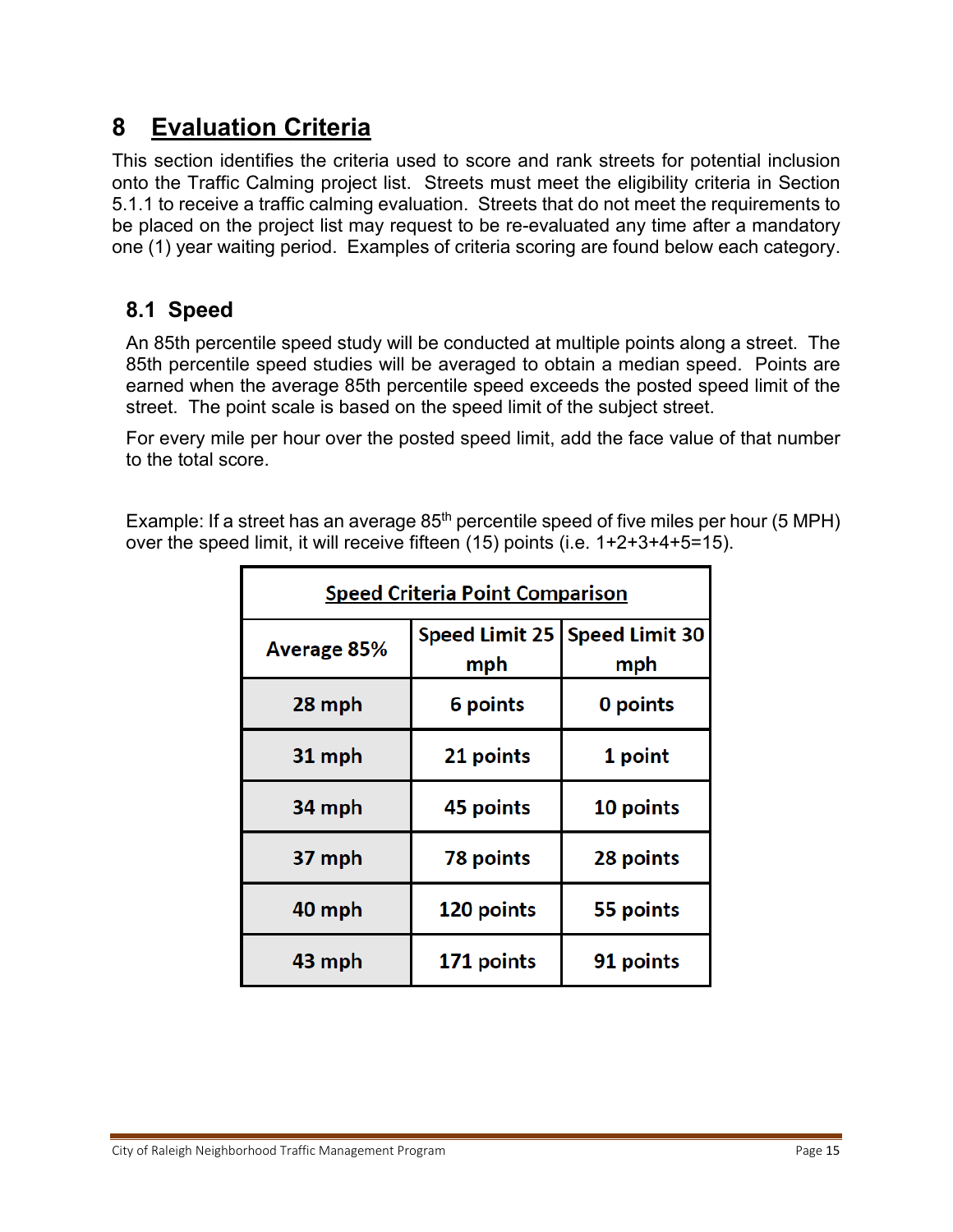# 8 Evaluation Criteria

This section identifies the criteria used to score and rank streets for potential inclusion onto the Traffic Calming project list. Streets must meet the eligibility criteria in Section 5.1.1 to receive a traffic calming evaluation. Streets that do not meet the requirements to be placed on the project list may request to be re-evaluated any time after a mandatory one (1) year waiting period. Examples of criteria scoring are found below each category.

## 8.1 Speed

An 85th percentile speed study will be conducted at multiple points along a street. The 85th percentile speed studies will be averaged to obtain a median speed. Points are earned when the average 85th percentile speed exceeds the posted speed limit of the street. The point scale is based on the speed limit of the subject street.

For every mile per hour over the posted speed limit, add the face value of that number to the total score.

Example: If a street has an average 85$^{th}$ percentile speed of five miles per hour (5 MPH) over the speed limit, it will receive fifteen (15) points (i.e. 1+2+3+4+5=15).

| Speed Criteria Point Comparison | | |
|---|---|---|
| **Average 85%** | **Speed Limit 25 mph** | **Speed Limit 30 mph** |
| **28 mph** | **6 points** | **0 points** |
| **31 mph** | **21 points** | **1 point** |
| **34 mph** | **45 points** | **10 points** |
| **37 mph** | **78 points** | **28 points** |
| **40 mph** | **120 points** | **55 points** |
| **43 mph** | **171 points** | **91 points** |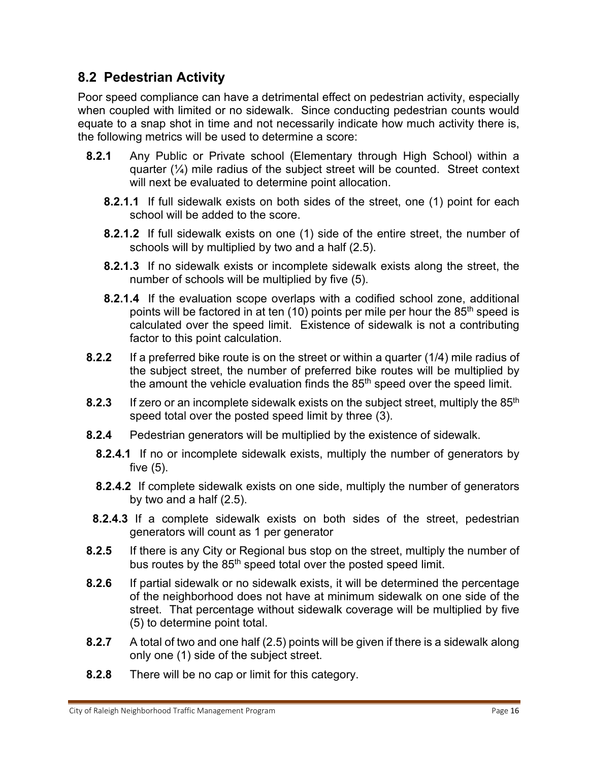## 8.2 Pedestrian Activity

Poor speed compliance can have a detrimental effect on pedestrian activity, especially when coupled with limited or no sidewalk. Since conducting pedestrian counts would equate to a snap shot in time and not necessarily indicate how much activity there is, the following metrics will be used to determine a score:

**8.2.1** Any Public or Private school (Elementary through High School) within a quarter (¼) mile radius of the subject street will be counted. Street context will next be evaluated to determine point allocation.

**8.2.1.1** If full sidewalk exists on both sides of the street, one (1) point for each school will be added to the score.

**8.2.1.2** If full sidewalk exists on one (1) side of the entire street, the number of schools will by multiplied by two and a half (2.5).

**8.2.1.3** If no sidewalk exists or incomplete sidewalk exists along the street, the number of schools will be multiplied by five (5).

**8.2.1.4** If the evaluation scope overlaps with a codified school zone, additional points will be factored in at ten (10) points per mile per hour the 85th speed is calculated over the speed limit. Existence of sidewalk is not a contributing factor to this point calculation.

**8.2.2** If a preferred bike route is on the street or within a quarter (1/4) mile radius of the subject street, the number of preferred bike routes will be multiplied by the amount the vehicle evaluation finds the 85th speed over the speed limit.

**8.2.3** If zero or an incomplete sidewalk exists on the subject street, multiply the 85th speed total over the posted speed limit by three (3).

**8.2.4** Pedestrian generators will be multiplied by the existence of sidewalk.

**8.2.4.1** If no or incomplete sidewalk exists, multiply the number of generators by five (5).

**8.2.4.2** If complete sidewalk exists on one side, multiply the number of generators by two and a half (2.5).

**8.2.4.3** If a complete sidewalk exists on both sides of the street, pedestrian generators will count as 1 per generator

**8.2.5** If there is any City or Regional bus stop on the street, multiply the number of bus routes by the 85th speed total over the posted speed limit.

**8.2.6** If partial sidewalk or no sidewalk exists, it will be determined the percentage of the neighborhood does not have at minimum sidewalk on one side of the street. That percentage without sidewalk coverage will be multiplied by five (5) to determine point total.

**8.2.7** A total of two and one half (2.5) points will be given if there is a sidewalk along only one (1) side of the subject street.

**8.2.8** There will be no cap or limit for this category.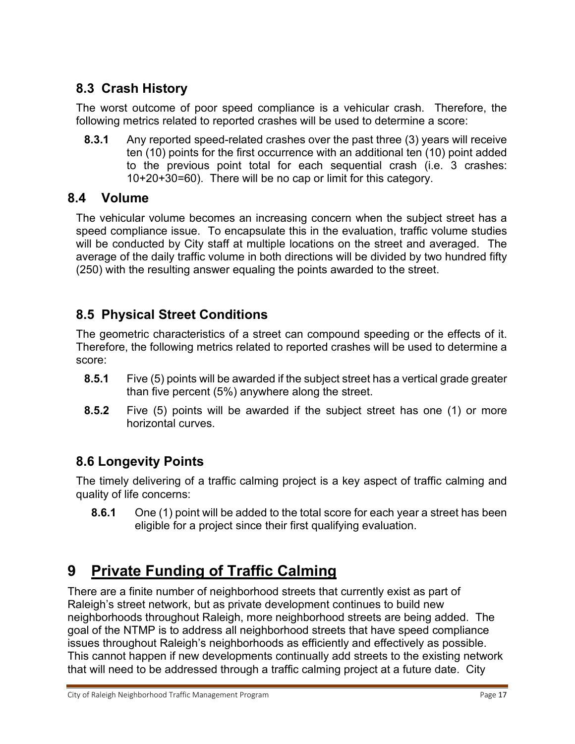## 8.3 Crash History

The worst outcome of poor speed compliance is a vehicular crash. Therefore, the following metrics related to reported crashes will be used to determine a score:

**8.3.1** Any reported speed-related crashes over the past three (3) years will receive ten (10) points for the first occurrence with an additional ten (10) point added to the previous point total for each sequential crash (i.e. 3 crashes: 10+20+30=60). There will be no cap or limit for this category.

## 8.4 Volume

The vehicular volume becomes an increasing concern when the subject street has a speed compliance issue. To encapsulate this in the evaluation, traffic volume studies will be conducted by City staff at multiple locations on the street and averaged. The average of the daily traffic volume in both directions will be divided by two hundred fifty (250) with the resulting answer equaling the points awarded to the street.

## 8.5 Physical Street Conditions

The geometric characteristics of a street can compound speeding or the effects of it. Therefore, the following metrics related to reported crashes will be used to determine a score:

**8.5.1** Five (5) points will be awarded if the subject street has a vertical grade greater than five percent (5%) anywhere along the street.

**8.5.2** Five (5) points will be awarded if the subject street has one (1) or more horizontal curves.

## 8.6 Longevity Points

The timely delivering of a traffic calming project is a key aspect of traffic calming and quality of life concerns:

**8.6.1** One (1) point will be added to the total score for each year a street has been eligible for a project since their first qualifying evaluation.

# 9 Private Funding of Traffic Calming

There are a finite number of neighborhood streets that currently exist as part of Raleigh's street network, but as private development continues to build new neighborhoods throughout Raleigh, more neighborhood streets are being added. The goal of the NTMP is to address all neighborhood streets that have speed compliance issues throughout Raleigh's neighborhoods as efficiently and effectively as possible. This cannot happen if new developments continually add streets to the existing network that will need to be addressed through a traffic calming project at a future date. City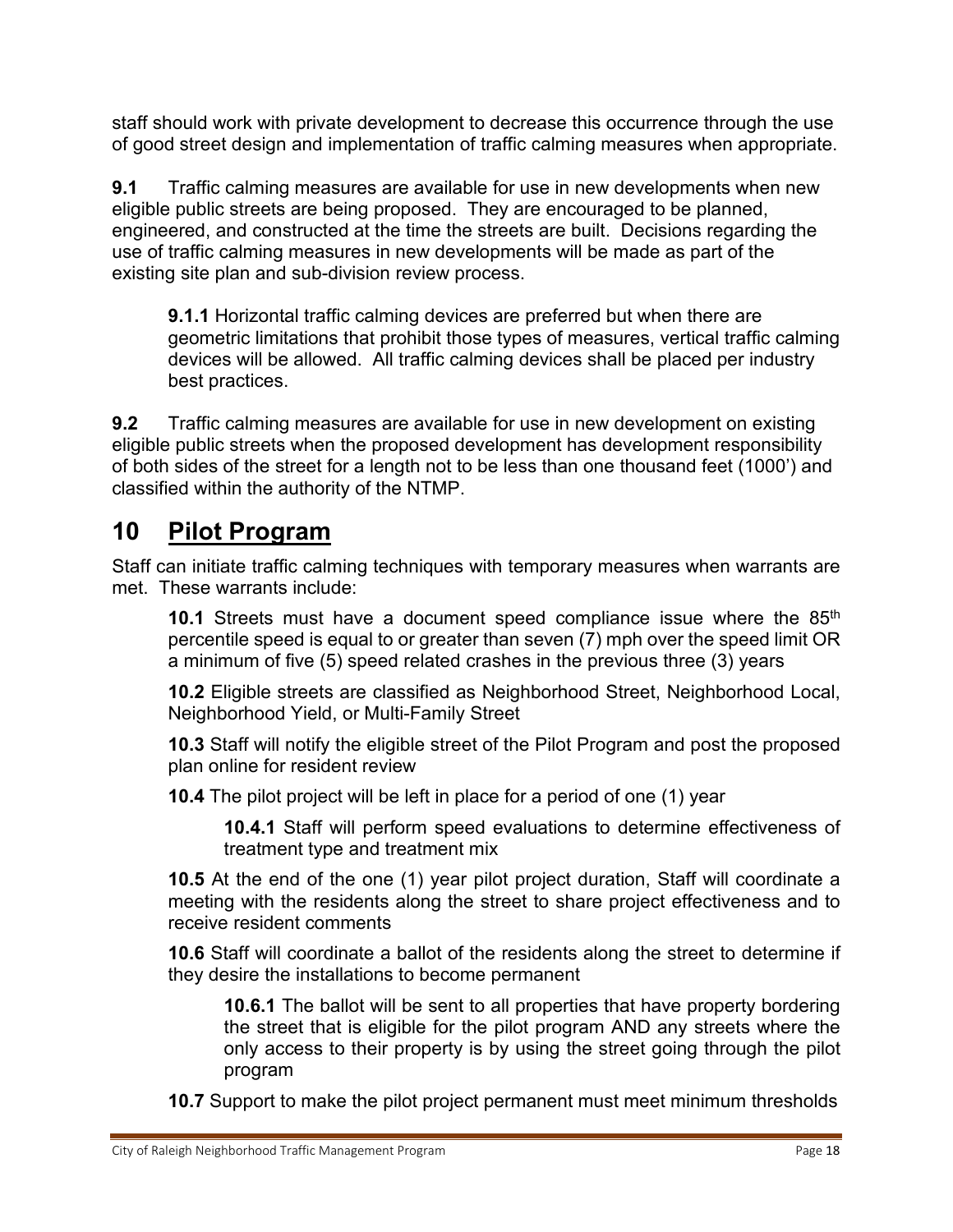staff should work with private development to decrease this occurrence through the use of good street design and implementation of traffic calming measures when appropriate.

**9.1** Traffic calming measures are available for use in new developments when new eligible public streets are being proposed. They are encouraged to be planned, engineered, and constructed at the time the streets are built. Decisions regarding the use of traffic calming measures in new developments will be made as part of the existing site plan and sub-division review process.

> **9.1.1** Horizontal traffic calming devices are preferred but when there are geometric limitations that prohibit those types of measures, vertical traffic calming devices will be allowed. All traffic calming devices shall be placed per industry best practices.

**9.2** Traffic calming measures are available for use in new development on existing eligible public streets when the proposed development has development responsibility of both sides of the street for a length not to be less than one thousand feet (1000') and classified within the authority of the NTMP.

# 10 Pilot Program

Staff can initiate traffic calming techniques with temporary measures when warrants are met. These warrants include:

**10.1** Streets must have a document speed compliance issue where the 85th percentile speed is equal to or greater than seven (7) mph over the speed limit OR a minimum of five (5) speed related crashes in the previous three (3) years

**10.2** Eligible streets are classified as Neighborhood Street, Neighborhood Local, Neighborhood Yield, or Multi-Family Street

**10.3** Staff will notify the eligible street of the Pilot Program and post the proposed plan online for resident review

**10.4** The pilot project will be left in place for a period of one (1) year

> **10.4.1** Staff will perform speed evaluations to determine effectiveness of treatment type and treatment mix

**10.5** At the end of the one (1) year pilot project duration, Staff will coordinate a meeting with the residents along the street to share project effectiveness and to receive resident comments

**10.6** Staff will coordinate a ballot of the residents along the street to determine if they desire the installations to become permanent

> **10.6.1** The ballot will be sent to all properties that have property bordering the street that is eligible for the pilot program AND any streets where the only access to their property is by using the street going through the pilot program

**10.7** Support to make the pilot project permanent must meet minimum thresholds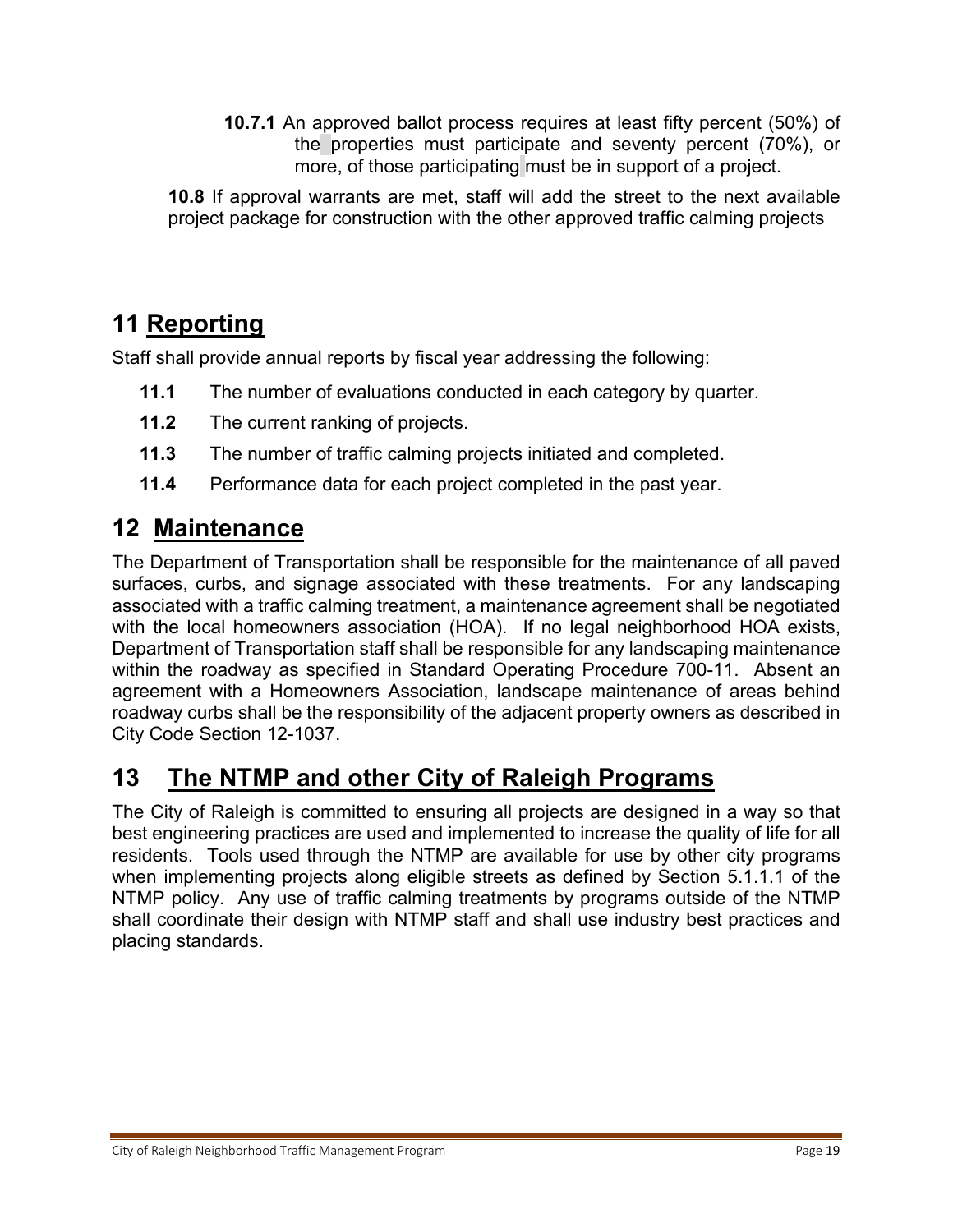**10.7.1** An approved ballot process requires at least fifty percent (50%) of the properties must participate and seventy percent (70%), or more, of those participating must be in support of a project.

**10.8** If approval warrants are met, staff will add the street to the next available project package for construction with the other approved traffic calming projects

# 11 Reporting

Staff shall provide annual reports by fiscal year addressing the following:

**11.1** The number of evaluations conducted in each category by quarter.

**11.2** The current ranking of projects.

**11.3** The number of traffic calming projects initiated and completed.

**11.4** Performance data for each project completed in the past year.

# 12 Maintenance

The Department of Transportation shall be responsible for the maintenance of all paved surfaces, curbs, and signage associated with these treatments. For any landscaping associated with a traffic calming treatment, a maintenance agreement shall be negotiated with the local homeowners association (HOA). If no legal neighborhood HOA exists, Department of Transportation staff shall be responsible for any landscaping maintenance within the roadway as specified in Standard Operating Procedure 700-11. Absent an agreement with a Homeowners Association, landscape maintenance of areas behind roadway curbs shall be the responsibility of the adjacent property owners as described in City Code Section 12-1037.

# 13 The NTMP and other City of Raleigh Programs

The City of Raleigh is committed to ensuring all projects are designed in a way so that best engineering practices are used and implemented to increase the quality of life for all residents. Tools used through the NTMP are available for use by other city programs when implementing projects along eligible streets as defined by Section 5.1.1.1 of the NTMP policy. Any use of traffic calming treatments by programs outside of the NTMP shall coordinate their design with NTMP staff and shall use industry best practices and placing standards.